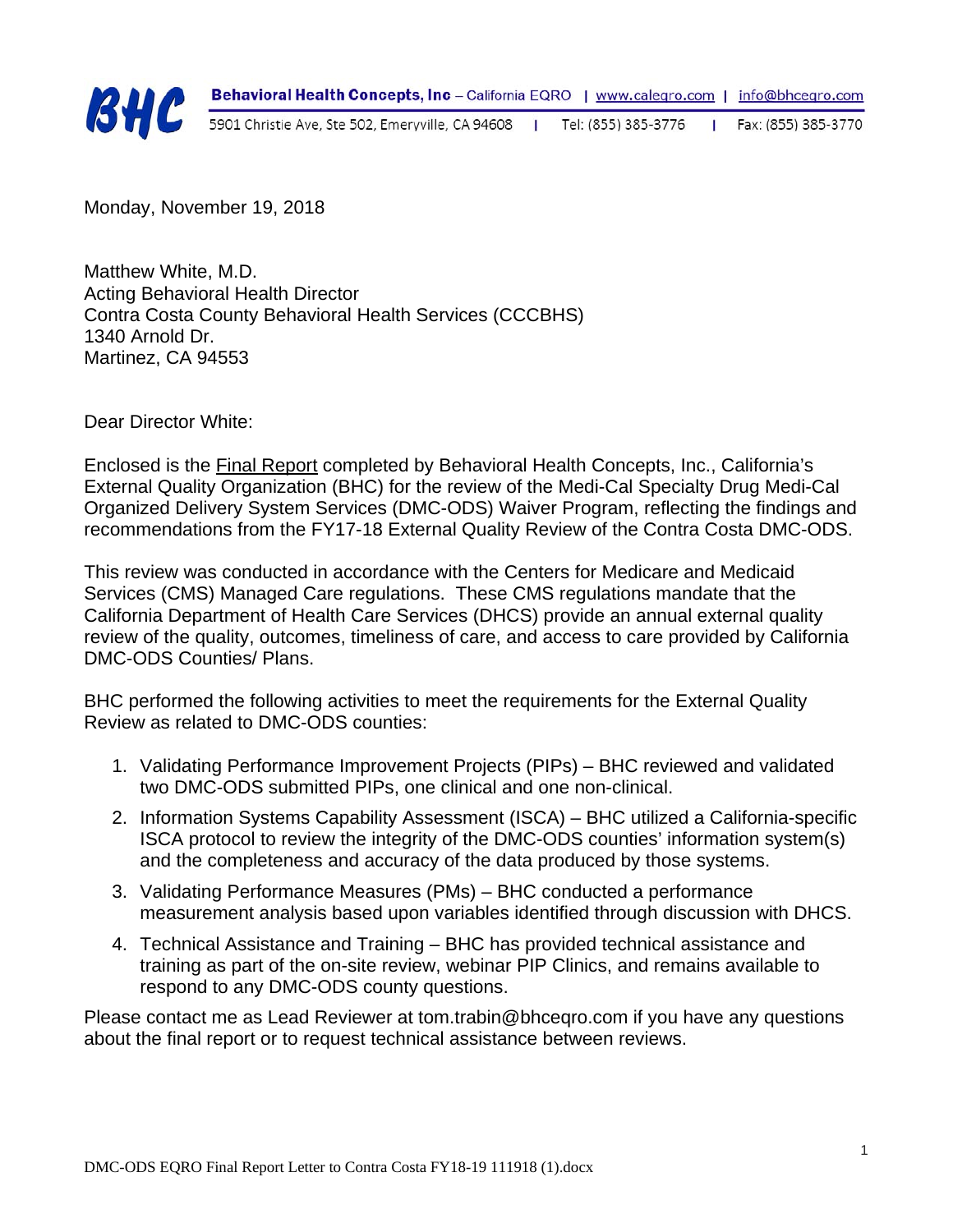**BHC** **Behavioral Health Concepts, Inc** – California EQRO | www.calegro.com | info@bhceqro.com
5901 Christie Ave, Ste 502, Emeryville, CA 94608 | Tel: (855) 385-3776 | Fax: (855) 385-3770

Monday, November 19, 2018

Matthew White, M.D.
Acting Behavioral Health Director
Contra Costa County Behavioral Health Services (CCCBHS)
1340 Arnold Dr.
Martinez, CA 94553

Dear Director White:

Enclosed is the Final Report completed by Behavioral Health Concepts, Inc., California's External Quality Organization (BHC) for the review of the Medi-Cal Specialty Drug Medi-Cal Organized Delivery System Services (DMC-ODS) Waiver Program, reflecting the findings and recommendations from the FY17-18 External Quality Review of the Contra Costa DMC-ODS.

This review was conducted in accordance with the Centers for Medicare and Medicaid Services (CMS) Managed Care regulations. These CMS regulations mandate that the California Department of Health Care Services (DHCS) provide an annual external quality review of the quality, outcomes, timeliness of care, and access to care provided by California DMC-ODS Counties/ Plans.

BHC performed the following activities to meet the requirements for the External Quality Review as related to DMC-ODS counties:

1. Validating Performance Improvement Projects (PIPs) – BHC reviewed and validated two DMC-ODS submitted PIPs, one clinical and one non-clinical.
2. Information Systems Capability Assessment (ISCA) – BHC utilized a California-specific ISCA protocol to review the integrity of the DMC-ODS counties' information system(s) and the completeness and accuracy of the data produced by those systems.
3. Validating Performance Measures (PMs) – BHC conducted a performance measurement analysis based upon variables identified through discussion with DHCS.
4. Technical Assistance and Training – BHC has provided technical assistance and training as part of the on-site review, webinar PIP Clinics, and remains available to respond to any DMC-ODS county questions.

Please contact me as Lead Reviewer at tom.trabin@bhceqro.com if you have any questions about the final report or to request technical assistance between reviews.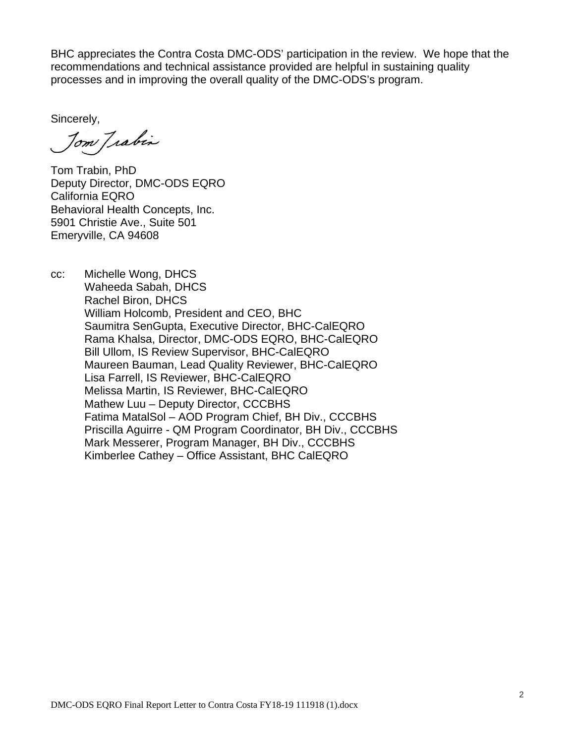BHC appreciates the Contra Costa DMC-ODS' participation in the review. We hope that the recommendations and technical assistance provided are helpful in sustaining quality processes and in improving the overall quality of the DMC-ODS's program.

Sincerely,

Tom Trabin

Tom Trabin, PhD
Deputy Director, DMC-ODS EQRO
California EQRO
Behavioral Health Concepts, Inc.
5901 Christie Ave., Suite 501
Emeryville, CA 94608

cc: Michelle Wong, DHCS
Waheeda Sabah, DHCS
Rachel Biron, DHCS
William Holcomb, President and CEO, BHC
Saumitra SenGupta, Executive Director, BHC-CalEQRO
Rama Khalsa, Director, DMC-ODS EQRO, BHC-CalEQRO
Bill Ullom, IS Review Supervisor, BHC-CalEQRO
Maureen Bauman, Lead Quality Reviewer, BHC-CalEQRO
Lisa Farrell, IS Reviewer, BHC-CalEQRO
Melissa Martin, IS Reviewer, BHC-CalEQRO
Mathew Luu – Deputy Director, CCCBHS
Fatima MatalSol – AOD Program Chief, BH Div., CCCBHS
Priscilla Aguirre - QM Program Coordinator, BH Div., CCCBHS
Mark Messerer, Program Manager, BH Div., CCCBHS
Kimberlee Cathey – Office Assistant, BHC CalEQRO

DMC-ODS EQRO Final Report Letter to Contra Costa FY18-19 111918 (1).docx